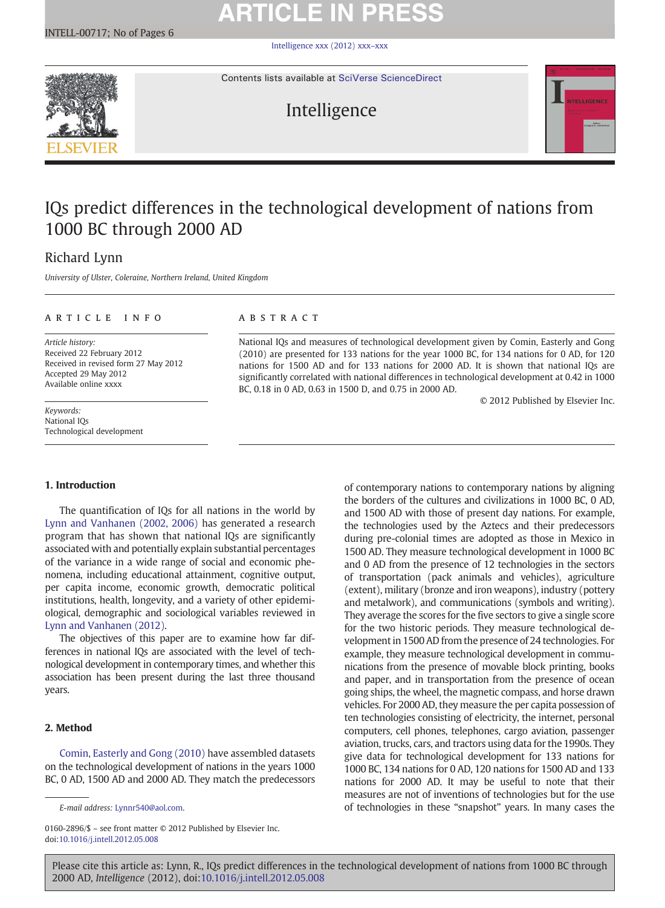# IQs predict differences in the technological development of nations from 1000 BC through 2000 AD

Richard Lynn

*University of Ulster, Coleraine, Northern Ireland, United Kingdom*

## ARTICLE INFO

*Article history:*
Received 22 February 2012
Received in revised form 27 May 2012
Accepted 29 May 2012
Available online xxxx

*Keywords:*
National IQs
Technological development

## ABSTRACT

National IQs and measures of technological development given by Comin, Easterly and Gong (2010) are presented for 133 nations for the year 1000 BC, for 134 nations for 0 AD, for 120 nations for 1500 AD and for 133 nations for 2000 AD. It is shown that national IQs are significantly correlated with national differences in technological development at 0.42 in 1000 BC, 0.18 in 0 AD, 0.63 in 1500 D, and 0.75 in 2000 AD.

© 2012 Published by Elsevier Inc.

## 1. Introduction

The quantification of IQs for all nations in the world by Lynn and Vanhanen (2002, 2006) has generated a research program that has shown that national IQs are significantly associated with and potentially explain substantial percentages of the variance in a wide range of social and economic phenomena, including educational attainment, cognitive output, per capita income, economic growth, democratic political institutions, health, longevity, and a variety of other epidemiological, demographic and sociological variables reviewed in Lynn and Vanhanen (2012).

The objectives of this paper are to examine how far differences in national IQs are associated with the level of technological development in contemporary times, and whether this association has been present during the last three thousand years.

## 2. Method

Comin, Easterly and Gong (2010) have assembled datasets on the technological development of nations in the years 1000 BC, 0 AD, 1500 AD and 2000 AD. They match the predecessors of contemporary nations to contemporary nations by aligning the borders of the cultures and civilizations in 1000 BC, 0 AD, and 1500 AD with those of present day nations. For example, the technologies used by the Aztecs and their predecessors during pre-colonial times are adopted as those in Mexico in 1500 AD. They measure technological development in 1000 BC and 0 AD from the presence of 12 technologies in the sectors of transportation (pack animals and vehicles), agriculture (extent), military (bronze and iron weapons), industry (pottery and metalwork), and communications (symbols and writing). They average the scores for the five sectors to give a single score for the two historic periods. They measure technological development in 1500 AD from the presence of 24 technologies. For example, they measure technological development in communications from the presence of movable block printing, books and paper, and in transportation from the presence of ocean going ships, the wheel, the magnetic compass, and horse drawn vehicles. For 2000 AD, they measure the per capita possession of ten technologies consisting of electricity, the internet, personal computers, cell phones, telephones, cargo aviation, passenger aviation, trucks, cars, and tractors using data for the 1990s. They give data for technological development for 133 nations for 1000 BC, 134 nations for 0 AD, 120 nations for 1500 AD and 133 nations for 2000 AD. It may be useful to note that their measures are not of inventions of technologies but for the use of technologies in these "snapshot" years. In many cases the

E-mail address: Lynnr540@aol.com.

0160-2896/$ – see front matter © 2012 Published by Elsevier Inc.
doi:10.1016/j.intell.2012.05.008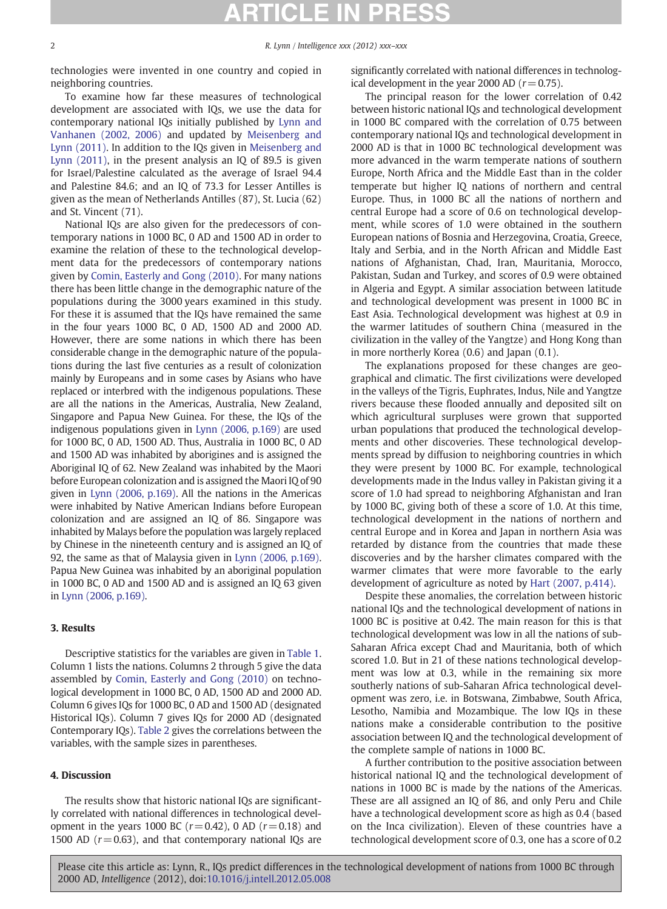technologies were invented in one country and copied in neighboring countries.

To examine how far these measures of technological development are associated with IQs, we use the data for contemporary national IQs initially published by Lynn and Vanhanen (2002, 2006) and updated by Meisenberg and Lynn (2011). In addition to the IQs given in Meisenberg and Lynn (2011), in the present analysis an IQ of 89.5 is given for Israel/Palestine calculated as the average of Israel 94.4 and Palestine 84.6; and an IQ of 73.3 for Lesser Antilles is given as the mean of Netherlands Antilles (87), St. Lucia (62) and St. Vincent (71).

National IQs are also given for the predecessors of contemporary nations in 1000 BC, 0 AD and 1500 AD in order to examine the relation of these to the technological development data for the predecessors of contemporary nations given by Comin, Easterly and Gong (2010). For many nations there has been little change in the demographic nature of the populations during the 3000 years examined in this study. For these it is assumed that the IQs have remained the same in the four years 1000 BC, 0 AD, 1500 AD and 2000 AD. However, there are some nations in which there has been considerable change in the demographic nature of the populations during the last five centuries as a result of colonization mainly by Europeans and in some cases by Asians who have replaced or interbred with the indigenous populations. These are all the nations in the Americas, Australia, New Zealand, Singapore and Papua New Guinea. For these, the IQs of the indigenous populations given in Lynn (2006, p.169) are used for 1000 BC, 0 AD, 1500 AD. Thus, Australia in 1000 BC, 0 AD and 1500 AD was inhabited by aborigines and is assigned the Aboriginal IQ of 62. New Zealand was inhabited by the Maori before European colonization and is assigned the Maori IQ of 90 given in Lynn (2006, p.169). All the nations in the Americas were inhabited by Native American Indians before European colonization and are assigned an IQ of 86. Singapore was inhabited by Malays before the population was largely replaced by Chinese in the nineteenth century and is assigned an IQ of 92, the same as that of Malaysia given in Lynn (2006, p.169). Papua New Guinea was inhabited by an aboriginal population in 1000 BC, 0 AD and 1500 AD and is assigned an IQ 63 given in Lynn (2006, p.169).

## 3. Results

Descriptive statistics for the variables are given in Table 1. Column 1 lists the nations. Columns 2 through 5 give the data assembled by Comin, Easterly and Gong (2010) on technological development in 1000 BC, 0 AD, 1500 AD and 2000 AD. Column 6 gives IQs for 1000 BC, 0 AD and 1500 AD (designated Historical IQs). Column 7 gives IQs for 2000 AD (designated Contemporary IQs). Table 2 gives the correlations between the variables, with the sample sizes in parentheses.

## 4. Discussion

The results show that historic national IQs are significantly correlated with national differences in technological development in the years 1000 BC ($r = 0.42$), 0 AD ($r = 0.18$) and 1500 AD ($r = 0.63$), and that contemporary national IQs are significantly correlated with national differences in technological development in the year 2000 AD ($r = 0.75$).

The principal reason for the lower correlation of 0.42 between historic national IQs and technological development in 1000 BC compared with the correlation of 0.75 between contemporary national IQs and technological development in 2000 AD is that in 1000 BC technological development was more advanced in the warm temperate nations of southern Europe, North Africa and the Middle East than in the colder temperate but higher IQ nations of northern and central Europe. Thus, in 1000 BC all the nations of northern and central Europe had a score of 0.6 on technological development, while scores of 1.0 were obtained in the southern European nations of Bosnia and Herzegovina, Croatia, Greece, Italy and Serbia, and in the North African and Middle East nations of Afghanistan, Chad, Iran, Mauritania, Morocco, Pakistan, Sudan and Turkey, and scores of 0.9 were obtained in Algeria and Egypt. A similar association between latitude and technological development was present in 1000 BC in East Asia. Technological development was highest at 0.9 in the warmer latitudes of southern China (measured in the civilization in the valley of the Yangtze) and Hong Kong than in more northerly Korea (0.6) and Japan (0.1).

The explanations proposed for these changes are geographical and climatic. The first civilizations were developed in the valleys of the Tigris, Euphrates, Indus, Nile and Yangtze rivers because these flooded annually and deposited silt on which agricultural surpluses were grown that supported urban populations that produced the technological developments and other discoveries. These technological developments spread by diffusion to neighboring countries in which they were present by 1000 BC. For example, technological developments made in the Indus valley in Pakistan giving it a score of 1.0 had spread to neighboring Afghanistan and Iran by 1000 BC, giving both of these a score of 1.0. At this time, technological development in the nations of northern and central Europe and in Korea and Japan in northern Asia was retarded by distance from the countries that made these discoveries and by the harsher climates compared with the warmer climates that were more favorable to the early development of agriculture as noted by Hart (2007, p.414).

Despite these anomalies, the correlation between historic national IQs and the technological development of nations in 1000 BC is positive at 0.42. The main reason for this is that technological development was low in all the nations of sub-Saharan Africa except Chad and Mauritania, both of which scored 1.0. But in 21 of these nations technological development was low at 0.3, while in the remaining six more southerly nations of sub-Saharan Africa technological development was zero, i.e. in Botswana, Zimbabwe, South Africa, Lesotho, Namibia and Mozambique. The low IQs in these nations make a considerable contribution to the positive association between IQ and the technological development of the complete sample of nations in 1000 BC.

A further contribution to the positive association between historical national IQ and the technological development of nations in 1000 BC is made by the nations of the Americas. These are all assigned an IQ of 86, and only Peru and Chile have a technological development score as high as 0.4 (based on the Inca civilization). Eleven of these countries have a technological development score of 0.3, one has a score of 0.2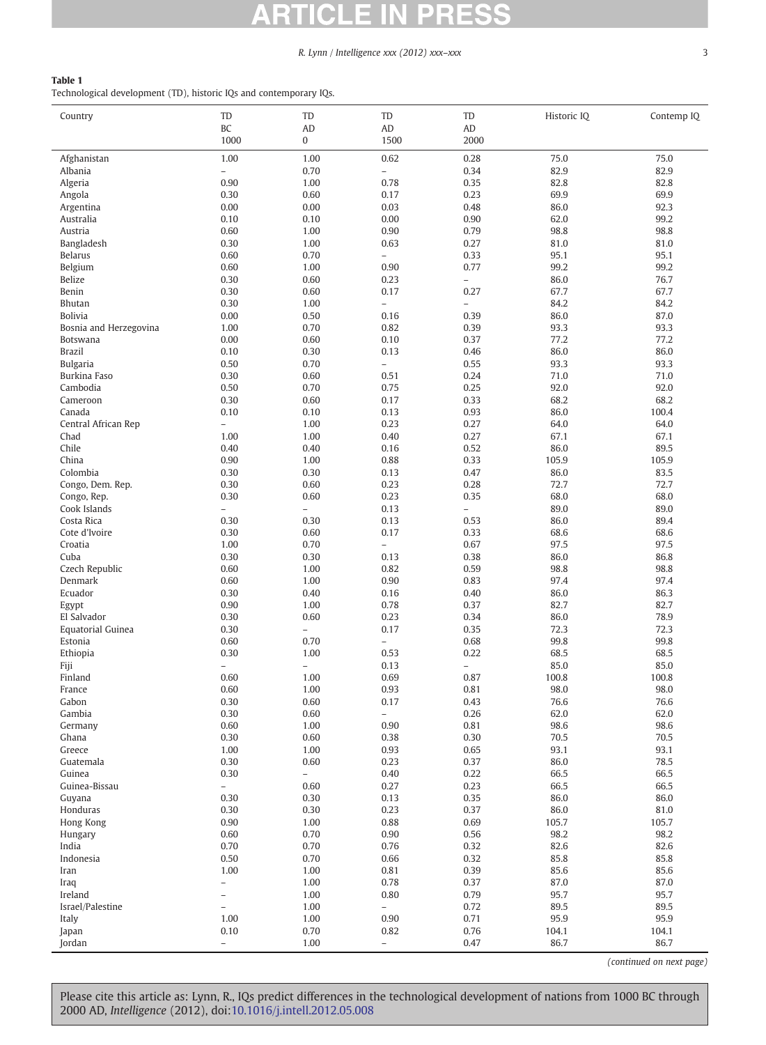**Table 1**
Technological development (TD), historic IQs and contemporary IQs.

| Country | TD BC 1000 | TD AD 0 | TD AD 1500 | TD AD 2000 | Historic IQ | Contemp IQ |
|---|---|---|---|---|---|---|
| Afghanistan | 1.00 | 1.00 | 0.62 | 0.28 | 75.0 | 75.0 |
| Albania | – | 0.70 | – | 0.34 | 82.9 | 82.9 |
| Algeria | 0.90 | 1.00 | 0.78 | 0.35 | 82.8 | 82.8 |
| Angola | 0.30 | 0.60 | 0.17 | 0.23 | 69.9 | 69.9 |
| Argentina | 0.00 | 0.00 | 0.03 | 0.48 | 86.0 | 92.3 |
| Australia | 0.10 | 0.10 | 0.00 | 0.90 | 62.0 | 99.2 |
| Austria | 0.60 | 1.00 | 0.90 | 0.79 | 98.8 | 98.8 |
| Bangladesh | 0.30 | 1.00 | 0.63 | 0.27 | 81.0 | 81.0 |
| Belarus | 0.60 | 0.70 | – | 0.33 | 95.1 | 95.1 |
| Belgium | 0.60 | 1.00 | 0.90 | 0.77 | 99.2 | 99.2 |
| Belize | 0.30 | 0.60 | 0.23 | – | 86.0 | 76.7 |
| Benin | 0.30 | 0.60 | 0.17 | 0.27 | 67.7 | 67.7 |
| Bhutan | 0.30 | 1.00 | – | – | 84.2 | 84.2 |
| Bolivia | 0.00 | 0.50 | 0.16 | 0.39 | 86.0 | 87.0 |
| Bosnia and Herzegovina | 1.00 | 0.70 | 0.82 | 0.39 | 93.3 | 93.3 |
| Botswana | 0.00 | 0.60 | 0.10 | 0.37 | 77.2 | 77.2 |
| Brazil | 0.10 | 0.30 | 0.13 | 0.46 | 86.0 | 86.0 |
| Bulgaria | 0.50 | 0.70 | – | 0.55 | 93.3 | 93.3 |
| Burkina Faso | 0.30 | 0.60 | 0.51 | 0.24 | 71.0 | 71.0 |
| Cambodia | 0.50 | 0.70 | 0.75 | 0.25 | 92.0 | 92.0 |
| Cameroon | 0.30 | 0.60 | 0.17 | 0.33 | 68.2 | 68.2 |
| Canada | 0.10 | 0.10 | 0.13 | 0.93 | 86.0 | 100.4 |
| Central African Rep | – | 1.00 | 0.23 | 0.27 | 64.0 | 64.0 |
| Chad | 1.00 | 1.00 | 0.40 | 0.27 | 67.1 | 67.1 |
| Chile | 0.40 | 0.40 | 0.16 | 0.52 | 86.0 | 89.5 |
| China | 0.90 | 1.00 | 0.88 | 0.33 | 105.9 | 105.9 |
| Colombia | 0.30 | 0.30 | 0.13 | 0.47 | 86.0 | 83.5 |
| Congo, Dem. Rep. | 0.30 | 0.60 | 0.23 | 0.28 | 72.7 | 72.7 |
| Congo, Rep. | 0.30 | 0.60 | 0.23 | 0.35 | 68.0 | 68.0 |
| Cook Islands | – | – | 0.13 | – | 89.0 | 89.0 |
| Costa Rica | 0.30 | 0.30 | 0.13 | 0.53 | 86.0 | 89.4 |
| Cote d'Ivoire | 0.30 | 0.60 | 0.17 | 0.33 | 68.6 | 68.6 |
| Croatia | 1.00 | 0.70 | – | 0.67 | 97.5 | 97.5 |
| Cuba | 0.30 | 0.30 | 0.13 | 0.38 | 86.0 | 86.8 |
| Czech Republic | 0.60 | 1.00 | 0.82 | 0.59 | 98.8 | 98.8 |
| Denmark | 0.60 | 1.00 | 0.90 | 0.83 | 97.4 | 97.4 |
| Ecuador | 0.30 | 0.40 | 0.16 | 0.40 | 86.0 | 86.3 |
| Egypt | 0.90 | 1.00 | 0.78 | 0.37 | 82.7 | 82.7 |
| El Salvador | 0.30 | 0.60 | 0.23 | 0.34 | 86.0 | 78.9 |
| Equatorial Guinea | 0.30 | – | 0.17 | 0.35 | 72.3 | 72.3 |
| Estonia | 0.60 | 0.70 | – | 0.68 | 99.8 | 99.8 |
| Ethiopia | 0.30 | 1.00 | 0.53 | 0.22 | 68.5 | 68.5 |
| Fiji | – | – | 0.13 | – | 85.0 | 85.0 |
| Finland | 0.60 | 1.00 | 0.69 | 0.87 | 100.8 | 100.8 |
| France | 0.60 | 1.00 | 0.93 | 0.81 | 98.0 | 98.0 |
| Gabon | 0.30 | 0.60 | 0.17 | 0.43 | 76.6 | 76.6 |
| Gambia | 0.30 | 0.60 | – | 0.26 | 62.0 | 62.0 |
| Germany | 0.60 | 1.00 | 0.90 | 0.81 | 98.6 | 98.6 |
| Ghana | 0.30 | 0.60 | 0.38 | 0.30 | 70.5 | 70.5 |
| Greece | 1.00 | 1.00 | 0.93 | 0.65 | 93.1 | 93.1 |
| Guatemala | 0.30 | 0.60 | 0.23 | 0.37 | 86.0 | 78.5 |
| Guinea | 0.30 | – | 0.40 | 0.22 | 66.5 | 66.5 |
| Guinea-Bissau | – | 0.60 | 0.27 | 0.23 | 66.5 | 66.5 |
| Guyana | 0.30 | 0.30 | 0.13 | 0.35 | 86.0 | 86.0 |
| Honduras | 0.30 | 0.30 | 0.23 | 0.37 | 86.0 | 81.0 |
| Hong Kong | 0.90 | 1.00 | 0.88 | 0.69 | 105.7 | 105.7 |
| Hungary | 0.60 | 0.70 | 0.90 | 0.56 | 98.2 | 98.2 |
| India | 0.70 | 0.70 | 0.76 | 0.32 | 82.6 | 82.6 |
| Indonesia | 0.50 | 0.70 | 0.66 | 0.32 | 85.8 | 85.8 |
| Iran | 1.00 | 1.00 | 0.81 | 0.39 | 85.6 | 85.6 |
| Iraq | – | 1.00 | 0.78 | 0.37 | 87.0 | 87.0 |
| Ireland | – | 1.00 | 0.80 | 0.79 | 95.7 | 95.7 |
| Israel/Palestine | – | 1.00 | – | 0.72 | 89.5 | 89.5 |
| Italy | 1.00 | 1.00 | 0.90 | 0.71 | 95.9 | 95.9 |
| Japan | 0.10 | 0.70 | 0.82 | 0.76 | 104.1 | 104.1 |
| Jordan | – | 1.00 | – | 0.47 | 86.7 | 86.7 |

*(continued on next page)*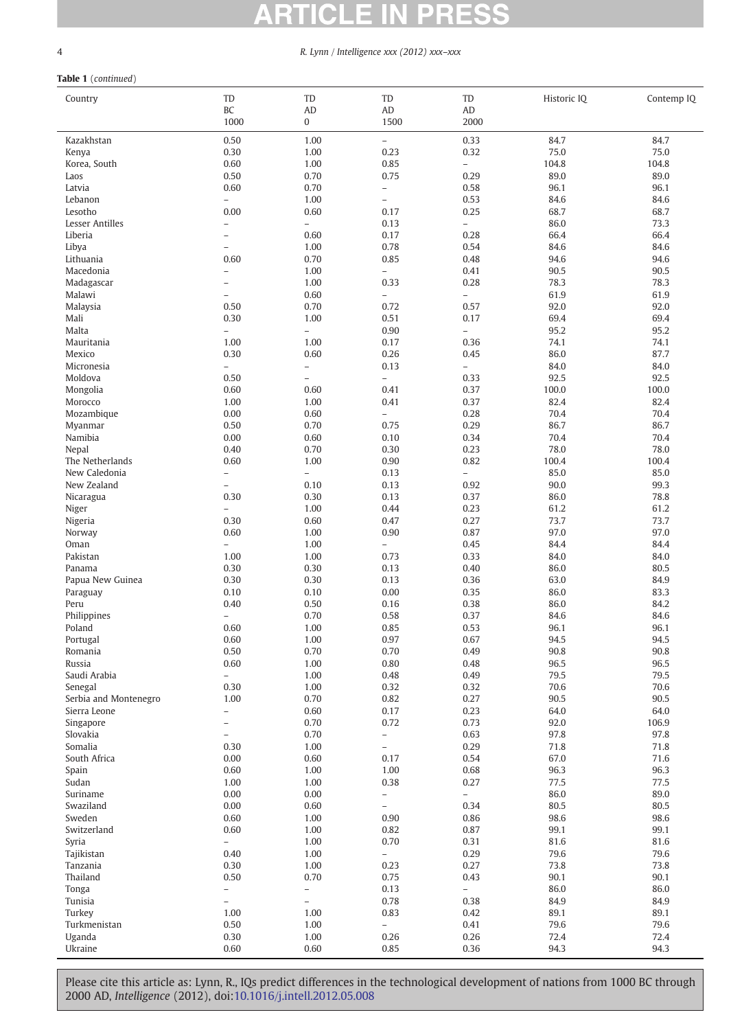**Table 1** (*continued*)

| Country | TD BC 1000 | TD AD 0 | TD AD 1500 | TD AD 2000 | Historic IQ | Contemp IQ |
|---|---|---|---|---|---|---|
| Kazakhstan | 0.50 | 1.00 | – | 0.33 | 84.7 | 84.7 |
| Kenya | 0.30 | 1.00 | 0.23 | 0.32 | 75.0 | 75.0 |
| Korea, South | 0.60 | 1.00 | 0.85 | – | 104.8 | 104.8 |
| Laos | 0.50 | 0.70 | 0.75 | 0.29 | 89.0 | 89.0 |
| Latvia | 0.60 | 0.70 | – | 0.58 | 96.1 | 96.1 |
| Lebanon | – | 1.00 | – | 0.53 | 84.6 | 84.6 |
| Lesotho | 0.00 | 0.60 | 0.17 | 0.25 | 68.7 | 68.7 |
| Lesser Antilles | – | – | 0.13 | – | 86.0 | 73.3 |
| Liberia | – | 0.60 | 0.17 | 0.28 | 66.4 | 66.4 |
| Libya | – | 1.00 | 0.78 | 0.54 | 84.6 | 84.6 |
| Lithuania | 0.60 | 0.70 | 0.85 | 0.48 | 94.6 | 94.6 |
| Macedonia | – | 1.00 | – | 0.41 | 90.5 | 90.5 |
| Madagascar | – | 1.00 | 0.33 | 0.28 | 78.3 | 78.3 |
| Malawi | – | 0.60 | – | – | 61.9 | 61.9 |
| Malaysia | 0.50 | 0.70 | 0.72 | 0.57 | 92.0 | 92.0 |
| Mali | 0.30 | 1.00 | 0.51 | 0.17 | 69.4 | 69.4 |
| Malta | – | – | 0.90 | – | 95.2 | 95.2 |
| Mauritania | 1.00 | 1.00 | 0.17 | 0.36 | 74.1 | 74.1 |
| Mexico | 0.30 | 0.60 | 0.26 | 0.45 | 86.0 | 87.7 |
| Micronesia | – | – | 0.13 | – | 84.0 | 84.0 |
| Moldova | 0.50 | – | – | 0.33 | 92.5 | 92.5 |
| Mongolia | 0.60 | 0.60 | 0.41 | 0.37 | 100.0 | 100.0 |
| Morocco | 1.00 | 1.00 | 0.41 | 0.37 | 82.4 | 82.4 |
| Mozambique | 0.00 | 0.60 | – | 0.28 | 70.4 | 70.4 |
| Myanmar | 0.50 | 0.70 | 0.75 | 0.29 | 86.7 | 86.7 |
| Namibia | 0.00 | 0.60 | 0.10 | 0.34 | 70.4 | 70.4 |
| Nepal | 0.40 | 0.70 | 0.30 | 0.23 | 78.0 | 78.0 |
| The Netherlands | 0.60 | 1.00 | 0.90 | 0.82 | 100.4 | 100.4 |
| New Caledonia | – | – | 0.13 | – | 85.0 | 85.0 |
| New Zealand | – | 0.10 | 0.13 | 0.92 | 90.0 | 99.3 |
| Nicaragua | 0.30 | 0.30 | 0.13 | 0.37 | 86.0 | 78.8 |
| Niger | – | 1.00 | 0.44 | 0.23 | 61.2 | 61.2 |
| Nigeria | 0.30 | 0.60 | 0.47 | 0.27 | 73.7 | 73.7 |
| Norway | 0.60 | 1.00 | 0.90 | 0.87 | 97.0 | 97.0 |
| Oman | – | 1.00 | – | 0.45 | 84.4 | 84.4 |
| Pakistan | 1.00 | 1.00 | 0.73 | 0.33 | 84.0 | 84.0 |
| Panama | 0.30 | 0.30 | 0.13 | 0.40 | 86.0 | 80.5 |
| Papua New Guinea | 0.30 | 0.30 | 0.13 | 0.36 | 63.0 | 84.9 |
| Paraguay | 0.10 | 0.10 | 0.00 | 0.35 | 86.0 | 83.3 |
| Peru | 0.40 | 0.50 | 0.16 | 0.38 | 86.0 | 84.2 |
| Philippines | – | 0.70 | 0.58 | 0.37 | 84.6 | 84.6 |
| Poland | 0.60 | 1.00 | 0.85 | 0.53 | 96.1 | 96.1 |
| Portugal | 0.60 | 1.00 | 0.97 | 0.67 | 94.5 | 94.5 |
| Romania | 0.50 | 0.70 | 0.70 | 0.49 | 90.8 | 90.8 |
| Russia | 0.60 | 1.00 | 0.80 | 0.48 | 96.5 | 96.5 |
| Saudi Arabia | – | 1.00 | 0.48 | 0.49 | 79.5 | 79.5 |
| Senegal | 0.30 | 1.00 | 0.32 | 0.32 | 70.6 | 70.6 |
| Serbia and Montenegro | 1.00 | 0.70 | 0.82 | 0.27 | 90.5 | 90.5 |
| Sierra Leone | – | 0.60 | 0.17 | 0.23 | 64.0 | 64.0 |
| Singapore | – | 0.70 | 0.72 | 0.73 | 92.0 | 106.9 |
| Slovakia | – | 0.70 | – | 0.63 | 97.8 | 97.8 |
| Somalia | 0.30 | 1.00 | – | 0.29 | 71.8 | 71.8 |
| South Africa | 0.00 | 0.60 | 0.17 | 0.54 | 67.0 | 71.6 |
| Spain | 0.60 | 1.00 | 1.00 | 0.68 | 96.3 | 96.3 |
| Sudan | 1.00 | 1.00 | 0.38 | 0.27 | 77.5 | 77.5 |
| Suriname | 0.00 | 0.00 | – | – | 86.0 | 89.0 |
| Swaziland | 0.00 | 0.60 | – | 0.34 | 80.5 | 80.5 |
| Sweden | 0.60 | 1.00 | 0.90 | 0.86 | 98.6 | 98.6 |
| Switzerland | 0.60 | 1.00 | 0.82 | 0.87 | 99.1 | 99.1 |
| Syria | – | 1.00 | 0.70 | 0.31 | 81.6 | 81.6 |
| Tajikistan | 0.40 | 1.00 | – | 0.29 | 79.6 | 79.6 |
| Tanzania | 0.30 | 1.00 | 0.23 | 0.27 | 73.8 | 73.8 |
| Thailand | 0.50 | 0.70 | 0.75 | 0.43 | 90.1 | 90.1 |
| Tonga | – | – | 0.13 | – | 86.0 | 86.0 |
| Tunisia | – | – | 0.78 | 0.38 | 84.9 | 84.9 |
| Turkey | 1.00 | 1.00 | 0.83 | 0.42 | 89.1 | 89.1 |
| Turkmenistan | 0.50 | 1.00 | – | 0.41 | 79.6 | 79.6 |
| Uganda | 0.30 | 1.00 | 0.26 | 0.26 | 72.4 | 72.4 |
| Ukraine | 0.60 | 0.60 | 0.85 | 0.36 | 94.3 | 94.3 |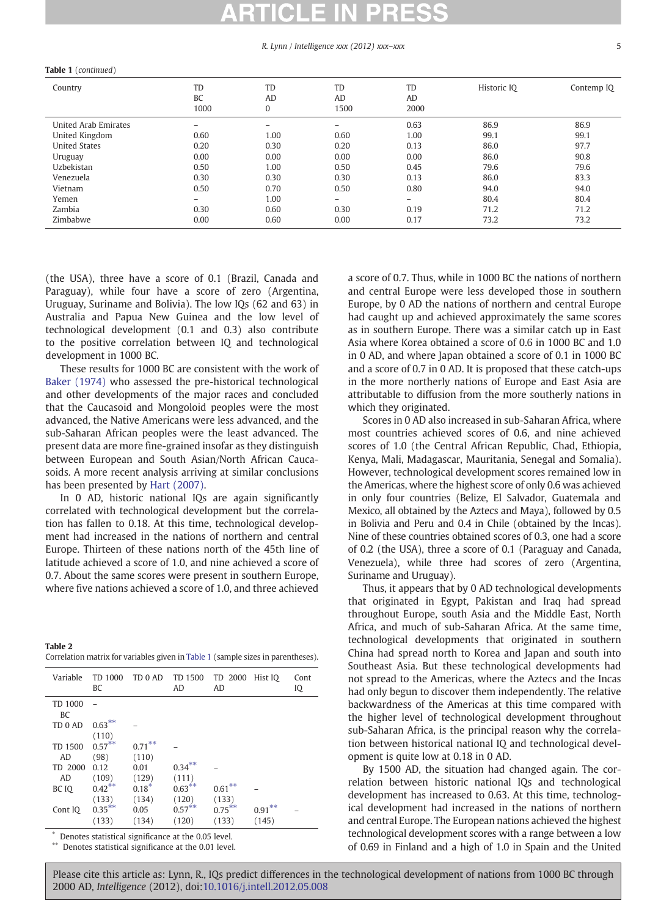**Table 1** (*continued*)

| Country | TD BC 1000 | TD AD 0 | TD AD 1500 | TD AD 2000 | Historic IQ | Contemp IQ |
|---|---|---|---|---|---|---|
| United Arab Emirates | – | – | – | 0.63 | 86.9 | 86.9 |
| United Kingdom | 0.60 | 1.00 | 0.60 | 1.00 | 99.1 | 99.1 |
| United States | 0.20 | 0.30 | 0.20 | 0.13 | 86.0 | 97.7 |
| Uruguay | 0.00 | 0.00 | 0.00 | 0.00 | 86.0 | 90.8 |
| Uzbekistan | 0.50 | 1.00 | 0.50 | 0.45 | 79.6 | 79.6 |
| Venezuela | 0.30 | 0.30 | 0.30 | 0.13 | 86.0 | 83.3 |
| Vietnam | 0.50 | 0.70 | 0.50 | 0.80 | 94.0 | 94.0 |
| Yemen | – | 1.00 | – | – | 80.4 | 80.4 |
| Zambia | 0.30 | 0.60 | 0.30 | 0.19 | 71.2 | 71.2 |
| Zimbabwe | 0.00 | 0.60 | 0.00 | 0.17 | 73.2 | 73.2 |

(the USA), three have a score of 0.1 (Brazil, Canada and Paraguay), while four have a score of zero (Argentina, Uruguay, Suriname and Bolivia). The low IQs (62 and 63) in Australia and Papua New Guinea and the low level of technological development (0.1 and 0.3) also contribute to the positive correlation between IQ and technological development in 1000 BC.

These results for 1000 BC are consistent with the work of Baker (1974) who assessed the pre-historical technological and other developments of the major races and concluded that the Caucasoid and Mongoloid peoples were the most advanced, the Native Americans were less advanced, and the sub-Saharan African peoples were the least advanced. The present data are more fine-grained insofar as they distinguish between European and South Asian/North African Caucasoids. A more recent analysis arriving at similar conclusions has been presented by Hart (2007).

In 0 AD, historic national IQs are again significantly correlated with technological development but the correlation has fallen to 0.18. At this time, technological development had increased in the nations of northern and central Europe. Thirteen of these nations north of the 45th line of latitude achieved a score of 1.0, and nine achieved a score of 0.7. About the same scores were present in southern Europe, where five nations achieved a score of 1.0, and three achieved a score of 0.7. Thus, while in 1000 BC the nations of northern and central Europe were less developed those in southern Europe, by 0 AD the nations of northern and central Europe had caught up and achieved approximately the same scores as in southern Europe. There was a similar catch up in East Asia where Korea obtained a score of 0.6 in 1000 BC and 1.0 in 0 AD, and where Japan obtained a score of 0.1 in 1000 BC and a score of 0.7 in 0 AD. It is proposed that these catch-ups in the more northerly nations of Europe and East Asia are attributable to diffusion from the more southerly nations in which they originated.

**Table 2**
Correlation matrix for variables given in Table 1 (sample sizes in parentheses).

| Variable | TD 1000 BC | TD 0 AD | TD 1500 AD | TD 2000 AD | Hist IQ | Cont IQ |
|---|---|---|---|---|---|---|
| TD 1000 BC | – | | | | | |
| TD 0 AD | 0.63** (110) | – | | | | |
| TD 1500 AD | 0.57** (98) | 0.71** (110) | – | | | |
| TD 2000 AD | 0.12 (109) | 0.01 (129) | 0.34** (111) | – | | |
| BC IQ | 0.42** (133) | 0.18* (134) | 0.63** (120) | 0.61** (133) | – | |
| Cont IQ | 0.35** (133) | 0.05 (134) | 0.57** (120) | 0.75** (133) | 0.91** (145) | – |

\* Denotes statistical significance at the 0.05 level.
\*\* Denotes statistical significance at the 0.01 level.

Scores in 0 AD also increased in sub-Saharan Africa, where most countries achieved scores of 0.6, and nine achieved scores of 1.0 (the Central African Republic, Chad, Ethiopia, Kenya, Mali, Madagascar, Mauritania, Senegal and Somalia). However, technological development scores remained low in the Americas, where the highest score of only 0.6 was achieved in only four countries (Belize, El Salvador, Guatemala and Mexico, all obtained by the Aztecs and Maya), followed by 0.5 in Bolivia and Peru and 0.4 in Chile (obtained by the Incas). Nine of these countries obtained scores of 0.3, one had a score of 0.2 (the USA), three a score of 0.1 (Paraguay and Canada, Venezuela), while three had scores of zero (Argentina, Suriname and Uruguay).

Thus, it appears that by 0 AD technological developments that originated in Egypt, Pakistan and Iraq had spread throughout Europe, south Asia and the Middle East, North Africa, and much of sub-Saharan Africa. At the same time, technological developments that originated in southern China had spread north to Korea and Japan and south into Southeast Asia. But these technological developments had not spread to the Americas, where the Aztecs and the Incas had only begun to discover them independently. The relative backwardness of the Americas at this time compared with the higher level of technological development throughout sub-Saharan Africa, is the principal reason why the correlation between historical national IQ and technological development is quite low at 0.18 in 0 AD.

By 1500 AD, the situation had changed again. The correlation between historic national IQs and technological development has increased to 0.63. At this time, technological development had increased in the nations of northern and central Europe. The European nations achieved the highest technological development scores with a range between a low of 0.69 in Finland and a high of 1.0 in Spain and the United

Please cite this article as: Lynn, R., IQs predict differences in the technological development of nations from 1000 BC through 2000 AD, *Intelligence* (2012), doi:10.1016/j.intell.2012.05.008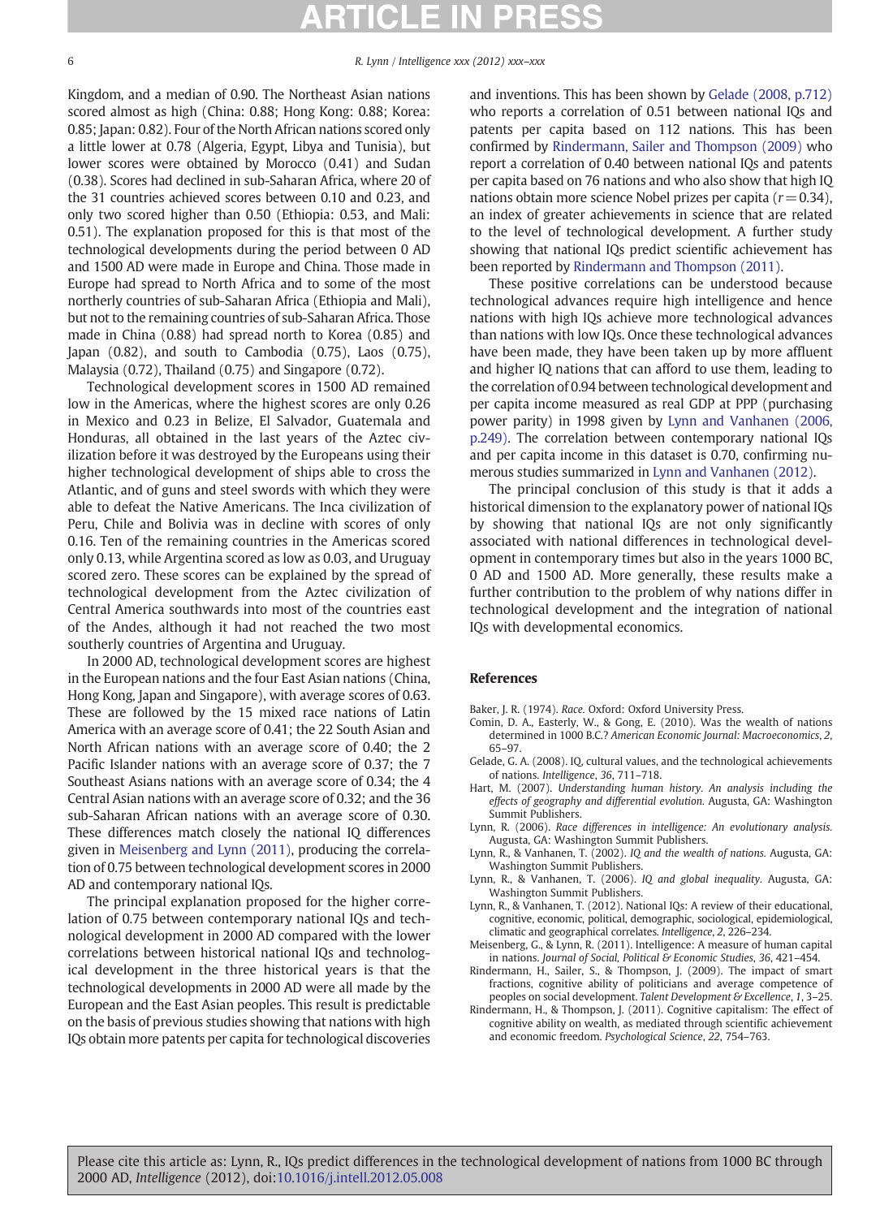Kingdom, and a median of 0.90. The Northeast Asian nations scored almost as high (China: 0.88; Hong Kong: 0.88; Korea: 0.85; Japan: 0.82). Four of the North African nations scored only a little lower at 0.78 (Algeria, Egypt, Libya and Tunisia), but lower scores were obtained by Morocco (0.41) and Sudan (0.38). Scores had declined in sub-Saharan Africa, where 20 of the 31 countries achieved scores between 0.10 and 0.23, and only two scored higher than 0.50 (Ethiopia: 0.53, and Mali: 0.51). The explanation proposed for this is that most of the technological developments during the period between 0 AD and 1500 AD were made in Europe and China. Those made in Europe had spread to North Africa and to some of the most northerly countries of sub-Saharan Africa (Ethiopia and Mali), but not to the remaining countries of sub-Saharan Africa. Those made in China (0.88) had spread north to Korea (0.85) and Japan (0.82), and south to Cambodia (0.75), Laos (0.75), Malaysia (0.72), Thailand (0.75) and Singapore (0.72).

Technological development scores in 1500 AD remained low in the Americas, where the highest scores are only 0.26 in Mexico and 0.23 in Belize, El Salvador, Guatemala and Honduras, all obtained in the last years of the Aztec civilization before it was destroyed by the Europeans using their higher technological development of ships able to cross the Atlantic, and of guns and steel swords with which they were able to defeat the Native Americans. The Inca civilization of Peru, Chile and Bolivia was in decline with scores of only 0.16. Ten of the remaining countries in the Americas scored only 0.13, while Argentina scored as low as 0.03, and Uruguay scored zero. These scores can be explained by the spread of technological development from the Aztec civilization of Central America southwards into most of the countries east of the Andes, although it had not reached the two most southerly countries of Argentina and Uruguay.

In 2000 AD, technological development scores are highest in the European nations and the four East Asian nations (China, Hong Kong, Japan and Singapore), with average scores of 0.63. These are followed by the 15 mixed race nations of Latin America with an average score of 0.41; the 22 South Asian and North African nations with an average score of 0.40; the 2 Pacific Islander nations with an average score of 0.37; the 7 Southeast Asians nations with an average score of 0.34; the 4 Central Asian nations with an average score of 0.32; and the 36 sub-Saharan African nations with an average score of 0.30. These differences match closely the national IQ differences given in Meisenberg and Lynn (2011), producing the correlation of 0.75 between technological development scores in 2000 AD and contemporary national IQs.

The principal explanation proposed for the higher correlation of 0.75 between contemporary national IQs and technological development in 2000 AD compared with the lower correlations between historical national IQs and technological development in the three historical years is that the technological developments in 2000 AD were all made by the European and the East Asian peoples. This result is predictable on the basis of previous studies showing that nations with high IQs obtain more patents per capita for technological discoveries and inventions. This has been shown by Gelade (2008, p.712) who reports a correlation of 0.51 between national IQs and patents per capita based on 112 nations. This has been confirmed by Rindermann, Sailer and Thompson (2009) who report a correlation of 0.40 between national IQs and patents per capita based on 76 nations and who also show that high IQ nations obtain more science Nobel prizes per capita ($r = 0.34$), an index of greater achievements in science that are related to the level of technological development. A further study showing that national IQs predict scientific achievement has been reported by Rindermann and Thompson (2011).

These positive correlations can be understood because technological advances require high intelligence and hence nations with high IQs achieve more technological advances than nations with low IQs. Once these technological advances have been made, they have been taken up by more affluent and higher IQ nations that can afford to use them, leading to the correlation of 0.94 between technological development and per capita income measured as real GDP at PPP (purchasing power parity) in 1998 given by Lynn and Vanhanen (2006, p.249). The correlation between contemporary national IQs and per capita income in this dataset is 0.70, confirming numerous studies summarized in Lynn and Vanhanen (2012).

The principal conclusion of this study is that it adds a historical dimension to the explanatory power of national IQs by showing that national IQs are not only significantly associated with national differences in technological development in contemporary times but also in the years 1000 BC, 0 AD and 1500 AD. More generally, these results make a further contribution to the problem of why nations differ in technological development and the integration of national IQs with developmental economics.

## References

Baker, J. R. (1974). *Race*. Oxford: Oxford University Press.

Comin, D. A., Easterly, W., & Gong, E. (2010). Was the wealth of nations determined in 1000 B.C.? *American Economic Journal: Macroeconomics*, *2*, 65–97.

Gelade, G. A. (2008). IQ, cultural values, and the technological achievements of nations. *Intelligence*, *36*, 711–718.

Hart, M. (2007). *Understanding human history. An analysis including the effects of geography and differential evolution*. Augusta, GA: Washington Summit Publishers.

Lynn, R. (2006). *Race differences in intelligence: An evolutionary analysis*. Augusta, GA: Washington Summit Publishers.

Lynn, R., & Vanhanen, T. (2002). *IQ and the wealth of nations*. Augusta, GA: Washington Summit Publishers.

Lynn, R., & Vanhanen, T. (2006). *IQ and global inequality*. Augusta, GA: Washington Summit Publishers.

Lynn, R., & Vanhanen, T. (2012). National IQs: A review of their educational, cognitive, economic, political, demographic, sociological, epidemiological, climatic and geographical correlates. *Intelligence*, *2*, 226–234.

Meisenberg, G., & Lynn, R. (2011). Intelligence: A measure of human capital in nations. *Journal of Social, Political & Economic Studies*, *36*, 421–454.

Rindermann, H., Sailer, S., & Thompson, J. (2009). The impact of smart fractions, cognitive ability of politicians and average competence of peoples on social development. *Talent Development & Excellence*, *1*, 3–25.

Rindermann, H., & Thompson, J. (2011). Cognitive capitalism: The effect of cognitive ability on wealth, as mediated through scientific achievement and economic freedom. *Psychological Science*, *22*, 754–763.

Please cite this article as: Lynn, R., IQs predict differences in the technological development of nations from 1000 BC through 2000 AD, *Intelligence* (2012), doi:10.1016/j.intell.2012.05.008